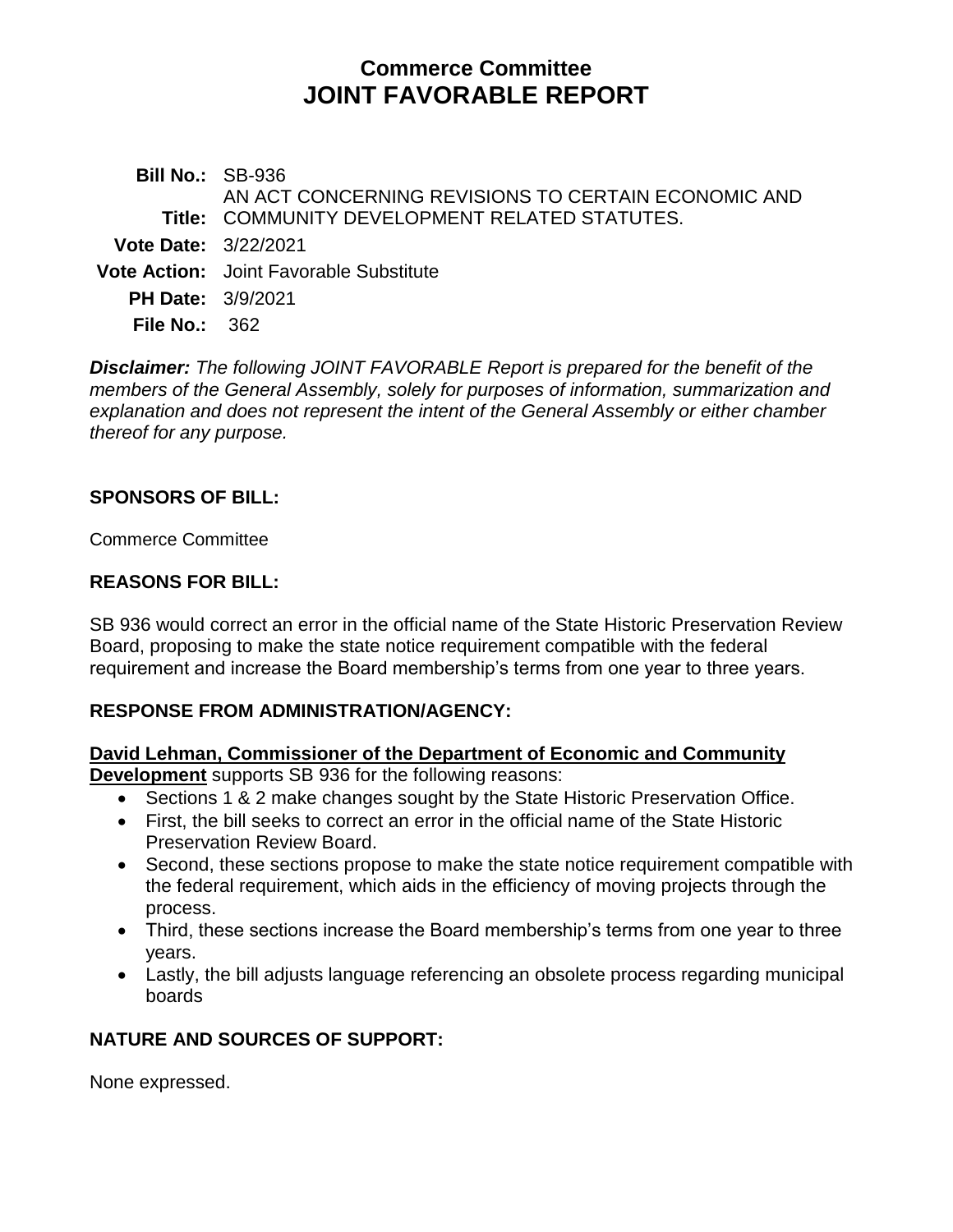# Commerce Committee
# JOINT FAVORABLE REPORT

**Bill No.:** SB-936

**Title:** AN ACT CONCERNING REVISIONS TO CERTAIN ECONOMIC AND COMMUNITY DEVELOPMENT RELATED STATUTES.

**Vote Date:** 3/22/2021

**Vote Action:** Joint Favorable Substitute

**PH Date:** 3/9/2021

**File No.:** 362

***Disclaimer:*** *The following JOINT FAVORABLE Report is prepared for the benefit of the members of the General Assembly, solely for purposes of information, summarization and explanation and does not represent the intent of the General Assembly or either chamber thereof for any purpose.*

## SPONSORS OF BILL:

Commerce Committee

## REASONS FOR BILL:

SB 936 would correct an error in the official name of the State Historic Preservation Review Board, proposing to make the state notice requirement compatible with the federal requirement and increase the Board membership's terms from one year to three years.

## RESPONSE FROM ADMINISTRATION/AGENCY:

**David Lehman, Commissioner of the Department of Economic and Community Development** supports SB 936 for the following reasons:

- Sections 1 & 2 make changes sought by the State Historic Preservation Office.
- First, the bill seeks to correct an error in the official name of the State Historic Preservation Review Board.
- Second, these sections propose to make the state notice requirement compatible with the federal requirement, which aids in the efficiency of moving projects through the process.
- Third, these sections increase the Board membership's terms from one year to three years.
- Lastly, the bill adjusts language referencing an obsolete process regarding municipal boards

## NATURE AND SOURCES OF SUPPORT:

None expressed.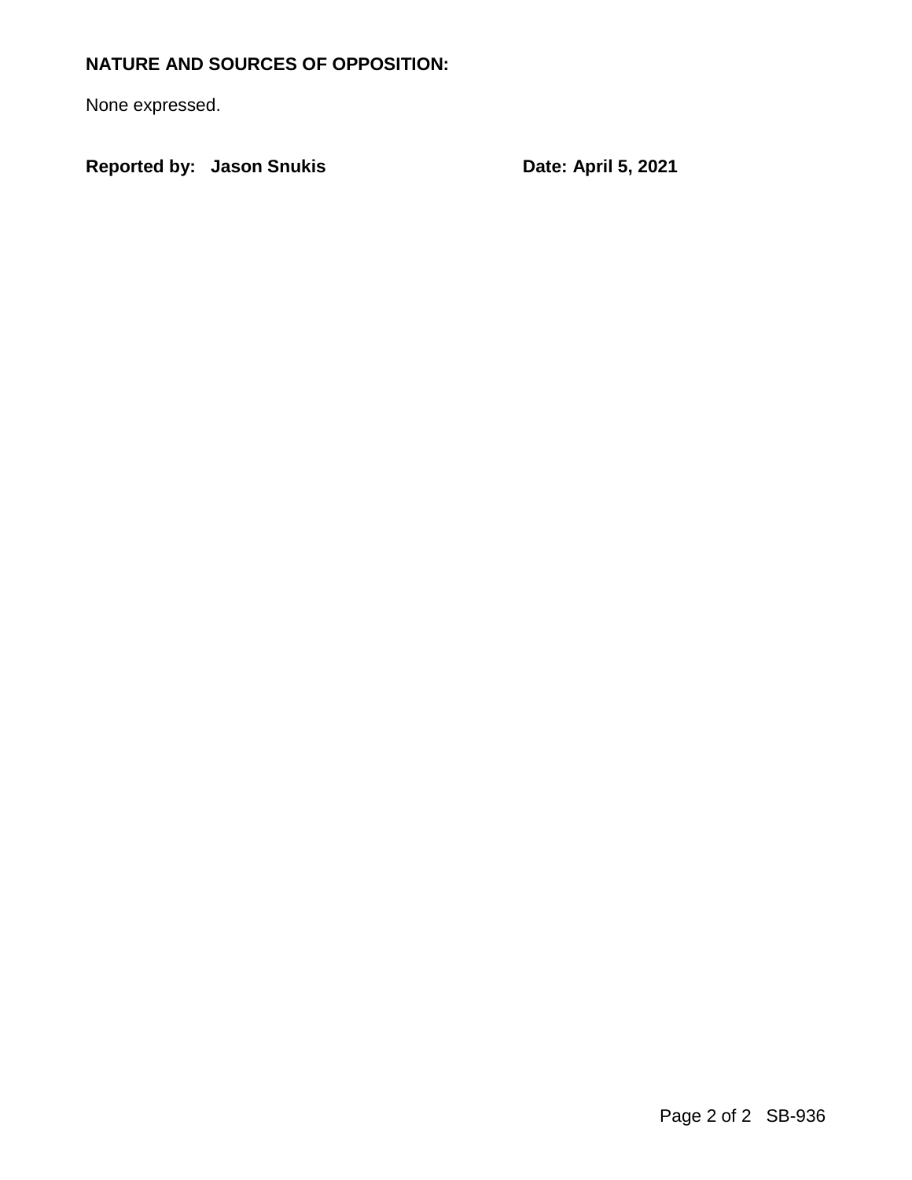**NATURE AND SOURCES OF OPPOSITION:**

None expressed.

**Reported by: Jason Snukis** **Date: April 5, 2021**